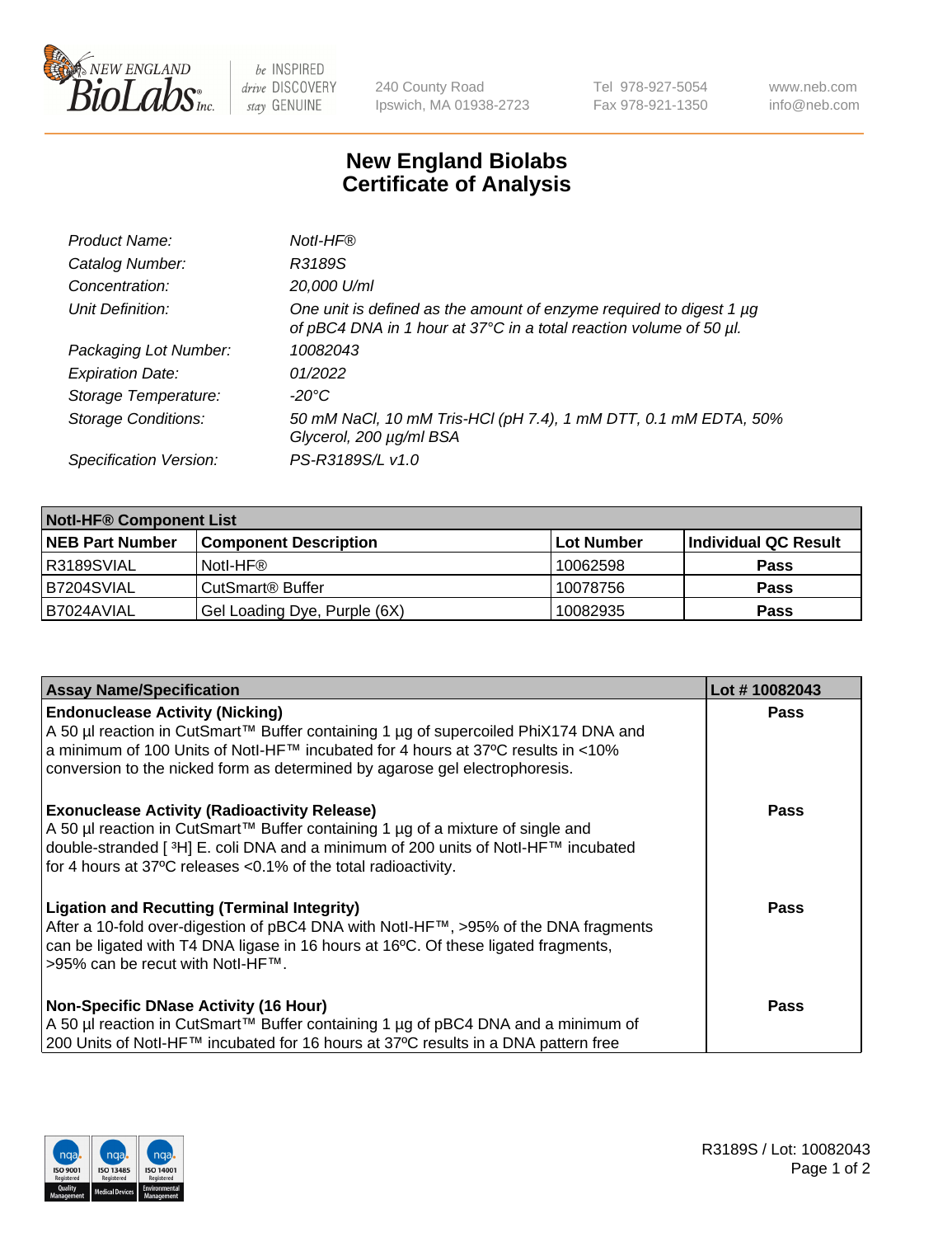New England BioLabs Inc. — be INSPIRED drive DISCOVERY stay GENUINE

240 County Road
Ipswich, MA 01938-2723

Tel 978-927-5054
Fax 978-921-1350

www.neb.com
info@neb.com

# New England Biolabs
# Certificate of Analysis

| | |
|---|---|
| *Product Name:* | *NotI-HF®* |
| *Catalog Number:* | *R3189S* |
| *Concentration:* | *20,000 U/ml* |
| *Unit Definition:* | *One unit is defined as the amount of enzyme required to digest 1 µg of pBC4 DNA in 1 hour at 37°C in a total reaction volume of 50 µl.* |
| *Packaging Lot Number:* | *10082043* |
| *Expiration Date:* | *01/2022* |
| *Storage Temperature:* | *-20°C* |
| *Storage Conditions:* | *50 mM NaCl, 10 mM Tris-HCl (pH 7.4), 1 mM DTT, 0.1 mM EDTA, 50% Glycerol, 200 µg/ml BSA* |
| *Specification Version:* | *PS-R3189S/L v1.0* |

| **NotI-HF® Component List** | | | |
|---|---|---|---|
| **NEB Part Number** | **Component Description** | **Lot Number** | **Individual QC Result** |
| R3189SVIAL | NotI-HF® | 10062598 | **Pass** |
| B7204SVIAL | CutSmart® Buffer | 10078756 | **Pass** |
| B7024AVIAL | Gel Loading Dye, Purple (6X) | 10082935 | **Pass** |

| **Assay Name/Specification** | **Lot # 10082043** |
|---|---|
| **Endonuclease Activity (Nicking)**<br>A 50 µl reaction in CutSmart™ Buffer containing 1 µg of supercoiled PhiX174 DNA and a minimum of 100 Units of NotI-HF™ incubated for 4 hours at 37ºC results in <10% conversion to the nicked form as determined by agarose gel electrophoresis. | **Pass** |
| **Exonuclease Activity (Radioactivity Release)**<br>A 50 µl reaction in CutSmart™ Buffer containing 1 µg of a mixture of single and double-stranded [ $^{3}$H] E. coli DNA and a minimum of 200 units of NotI-HF™ incubated for 4 hours at 37ºC releases <0.1% of the total radioactivity. | **Pass** |
| **Ligation and Recutting (Terminal Integrity)**<br>After a 10-fold over-digestion of pBC4 DNA with NotI-HF™, >95% of the DNA fragments can be ligated with T4 DNA ligase in 16 hours at 16ºC. Of these ligated fragments, >95% can be recut with NotI-HF™. | **Pass** |
| **Non-Specific DNase Activity (16 Hour)**<br>A 50 µl reaction in CutSmart™ Buffer containing 1 µg of pBC4 DNA and a minimum of 200 Units of NotI-HF™ incubated for 16 hours at 37ºC results in a DNA pattern free | **Pass** |

R3189S / Lot: 10082043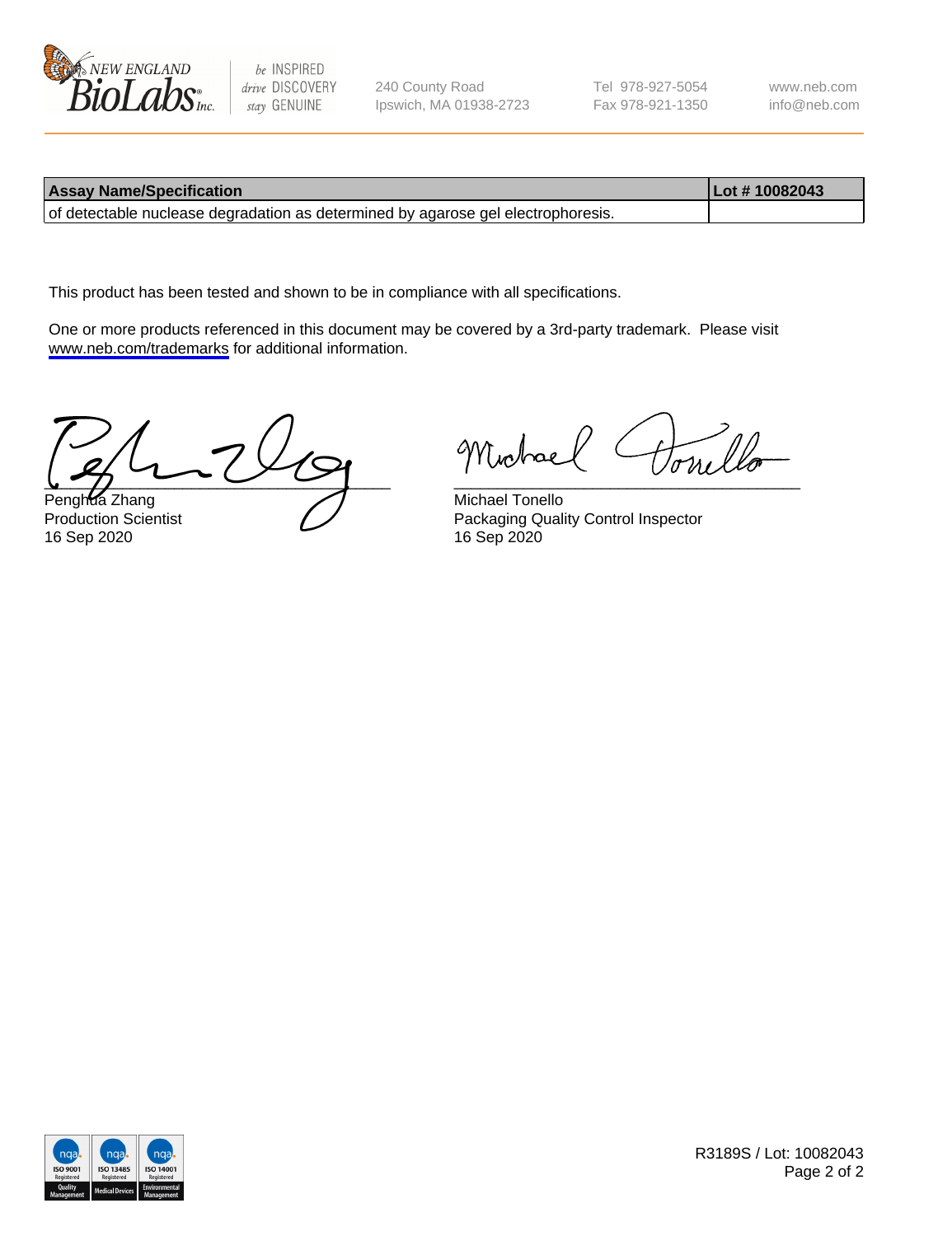| Assay Name/Specification | Lot # 10082043 |
|---|---|
| of detectable nuclease degradation as determined by agarose gel electrophoresis. | |

This product has been tested and shown to be in compliance with all specifications.

One or more products referenced in this document may be covered by a 3rd-party trademark. Please visit www.neb.com/trademarks for additional information.

Penghua Zhang
Production Scientist
16 Sep 2020

Michael Tonello
Packaging Quality Control Inspector
16 Sep 2020

R3189S / Lot: 10082043